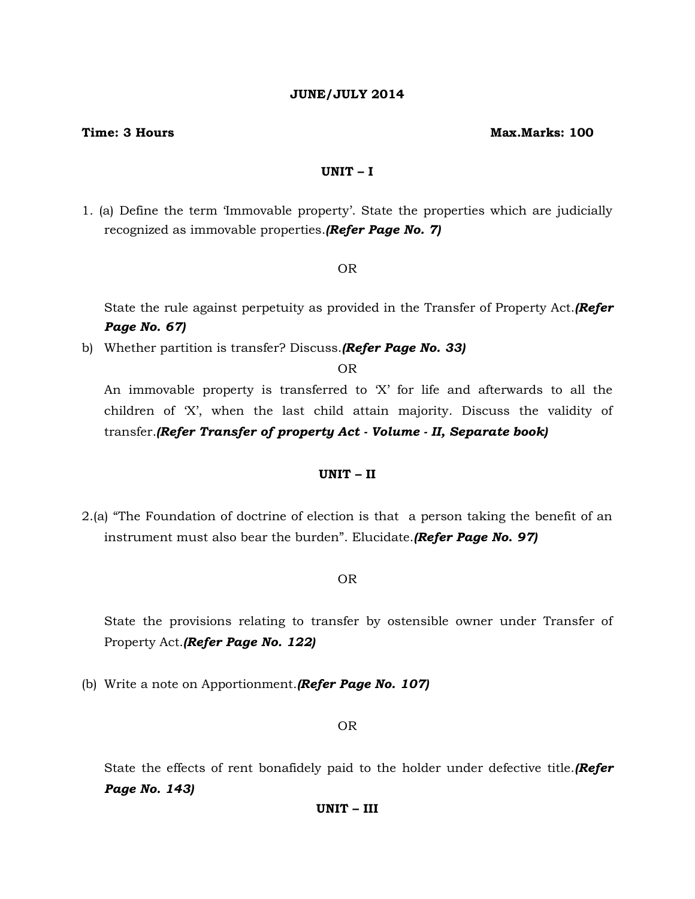**JUNE/JULY 2014**

**Time: 3 Hours** **Max.Marks: 100**

**UNIT – I**

1. (a) Define the term 'Immovable property'. State the properties which are judicially recognized as immovable properties.***(Refer Page No. 7)***

OR

State the rule against perpetuity as provided in the Transfer of Property Act.***(Refer Page No. 67)***

b) Whether partition is transfer? Discuss.***(Refer Page No. 33)***

OR

An immovable property is transferred to 'X' for life and afterwards to all the children of 'X', when the last child attain majority. Discuss the validity of transfer.***(Refer Transfer of property Act - Volume - II, Separate book)***

**UNIT – II**

2.(a) "The Foundation of doctrine of election is that a person taking the benefit of an instrument must also bear the burden". Elucidate.***(Refer Page No. 97)***

OR

State the provisions relating to transfer by ostensible owner under Transfer of Property Act.***(Refer Page No. 122)***

(b) Write a note on Apportionment.***(Refer Page No. 107)***

OR

State the effects of rent bonafidely paid to the holder under defective title.***(Refer Page No. 143)***

**UNIT – III**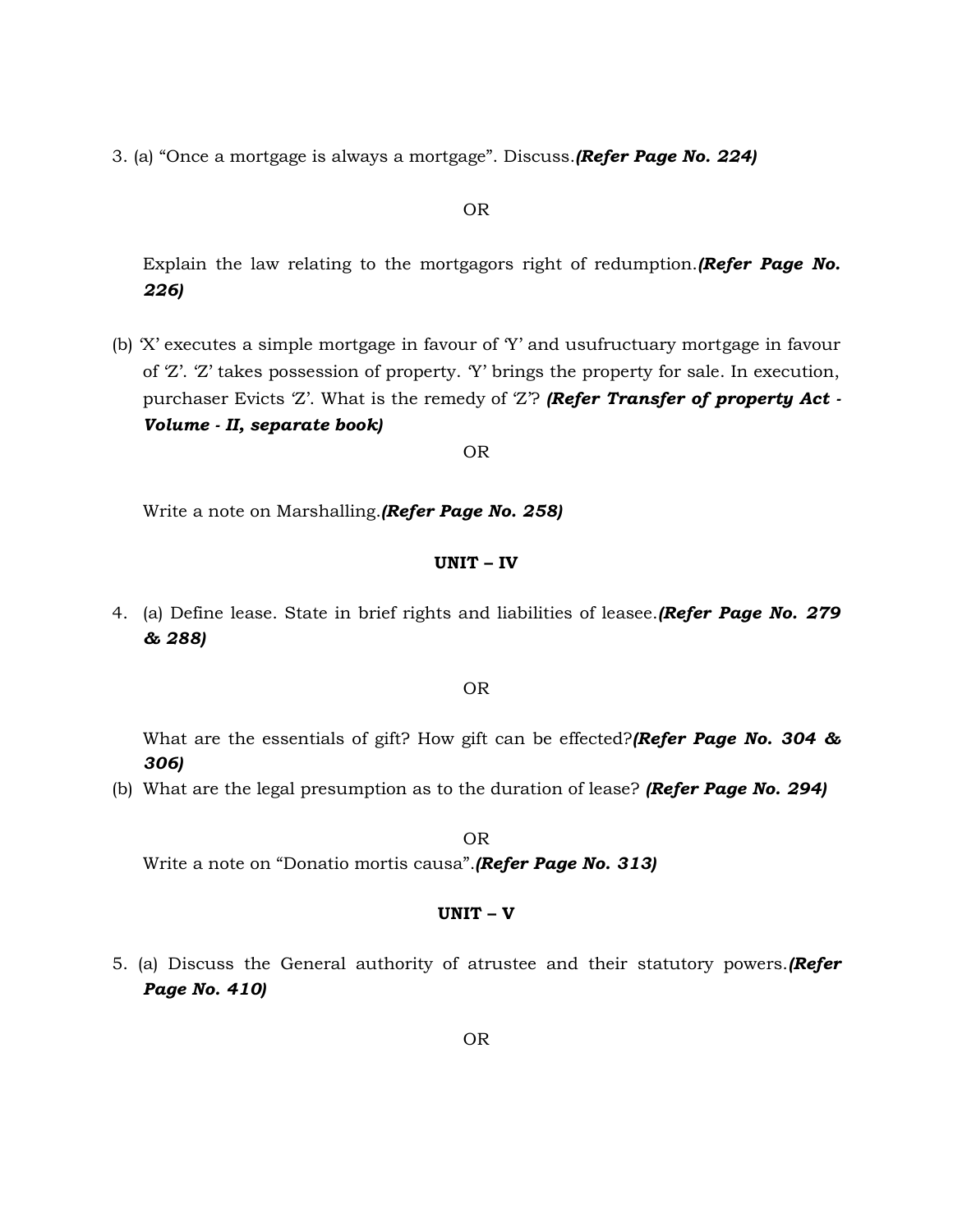3. (a) “Once a mortgage is always a mortgage”. Discuss.***(Refer Page No. 224)***

OR

Explain the law relating to the mortgagors right of redumption.***(Refer Page No. 226)***

(b) ‘X’ executes a simple mortgage in favour of ‘Y’ and usufructuary mortgage in favour of ‘Z’. ‘Z’ takes possession of property. ‘Y’ brings the property for sale. In execution, purchaser Evicts ‘Z’. What is the remedy of ‘Z’? ***(Refer Transfer of property Act - Volume - II, separate book)***

OR

Write a note on Marshalling.***(Refer Page No. 258)***

**UNIT – IV**

4. (a) Define lease. State in brief rights and liabilities of leasee.***(Refer Page No. 279 & 288)***

OR

What are the essentials of gift? How gift can be effected?***(Refer Page No. 304 & 306)***

(b) What are the legal presumption as to the duration of lease? ***(Refer Page No. 294)***

OR

Write a note on “Donatio mortis causa”.***(Refer Page No. 313)***

**UNIT – V**

5. (a) Discuss the General authority of atrustee and their statutory powers.***(Refer Page No. 410)***

OR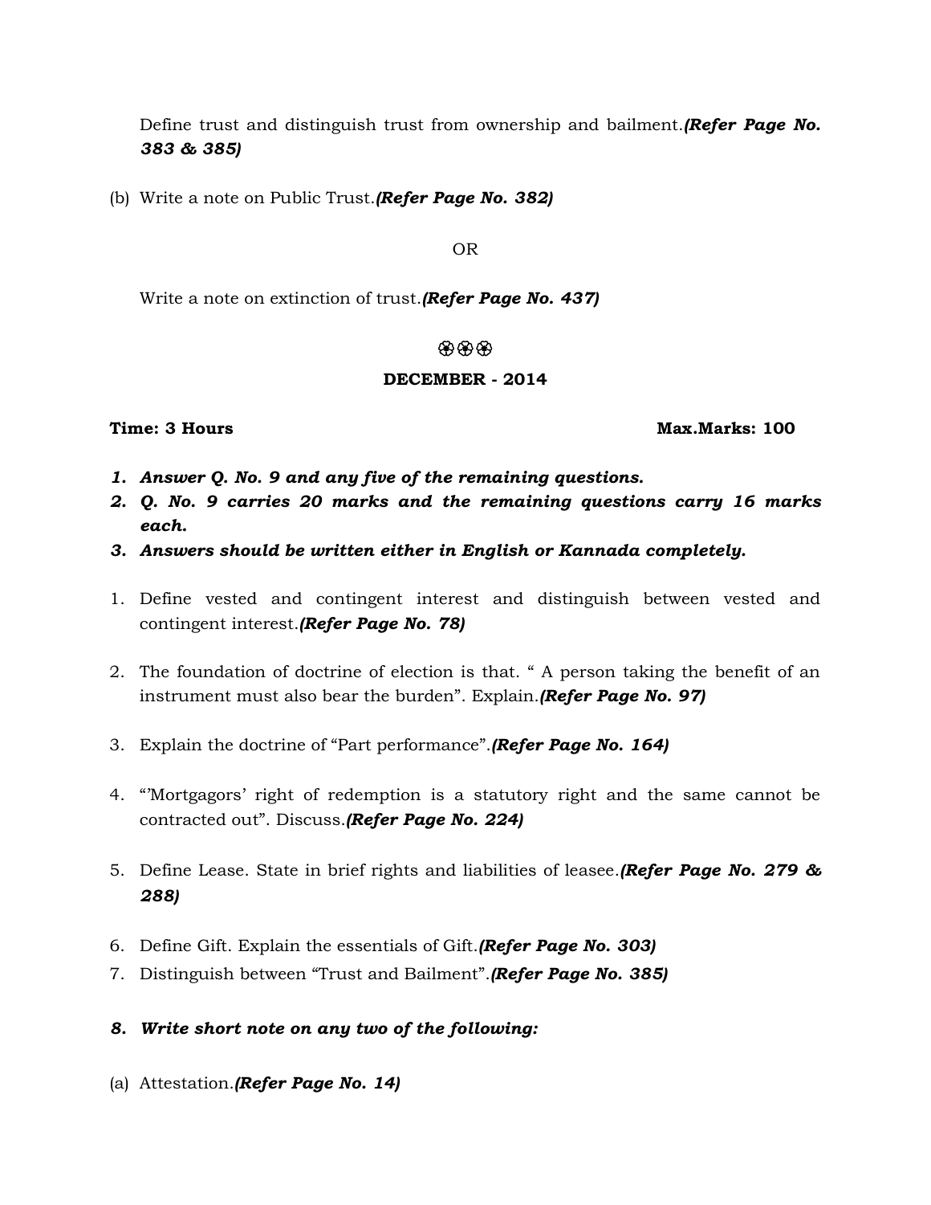Define trust and distinguish trust from ownership and bailment.***(Refer Page No. 383 & 385)***

(b) Write a note on Public Trust.***(Refer Page No. 382)***

OR

Write a note on extinction of trust.***(Refer Page No. 437)***

❁❁❁

## DECEMBER - 2014

**Time: 3 Hours** **Max.Marks: 100**

1. ***Answer Q. No. 9 and any five of the remaining questions.***
2. ***Q. No. 9 carries 20 marks and the remaining questions carry 16 marks each.***
3. ***Answers should be written either in English or Kannada completely.***

1. Define vested and contingent interest and distinguish between vested and contingent interest.***(Refer Page No. 78)***

2. The foundation of doctrine of election is that. " A person taking the benefit of an instrument must also bear the burden". Explain.***(Refer Page No. 97)***

3. Explain the doctrine of "Part performance".***(Refer Page No. 164)***

4. "'Mortgagors' right of redemption is a statutory right and the same cannot be contracted out". Discuss.***(Refer Page No. 224)***

5. Define Lease. State in brief rights and liabilities of leasee.***(Refer Page No. 279 & 288)***

6. Define Gift. Explain the essentials of Gift.***(Refer Page No. 303)***
7. Distinguish between "Trust and Bailment".***(Refer Page No. 385)***

8. ***Write short note on any two of the following:***

(a) Attestation.***(Refer Page No. 14)***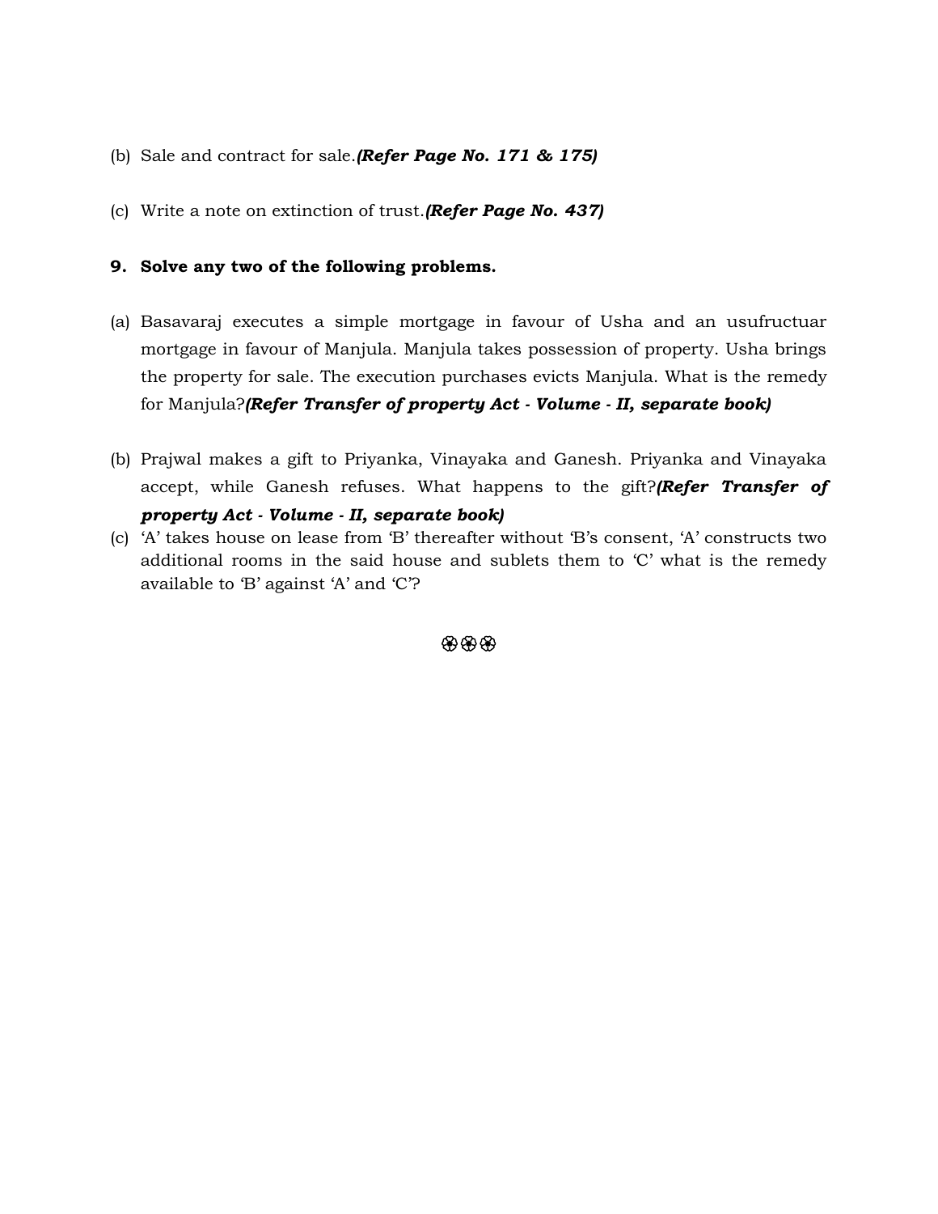(b) Sale and contract for sale.***(Refer Page No. 171 & 175)***

(c) Write a note on extinction of trust.***(Refer Page No. 437)***

**9. Solve any two of the following problems.**

(a) Basavaraj executes a simple mortgage in favour of Usha and an usufructuar mortgage in favour of Manjula. Manjula takes possession of property. Usha brings the property for sale. The execution purchases evicts Manjula. What is the remedy for Manjula?***(Refer Transfer of property Act - Volume - II, separate book)***

(b) Prajwal makes a gift to Priyanka, Vinayaka and Ganesh. Priyanka and Vinayaka accept, while Ganesh refuses. What happens to the gift?***(Refer Transfer of property Act - Volume - II, separate book)***

(c) 'A' takes house on lease from 'B' thereafter without 'B's consent, 'A' constructs two additional rooms in the said house and sublets them to 'C' what is the remedy available to 'B' against 'A' and 'C'?

❀❀❀